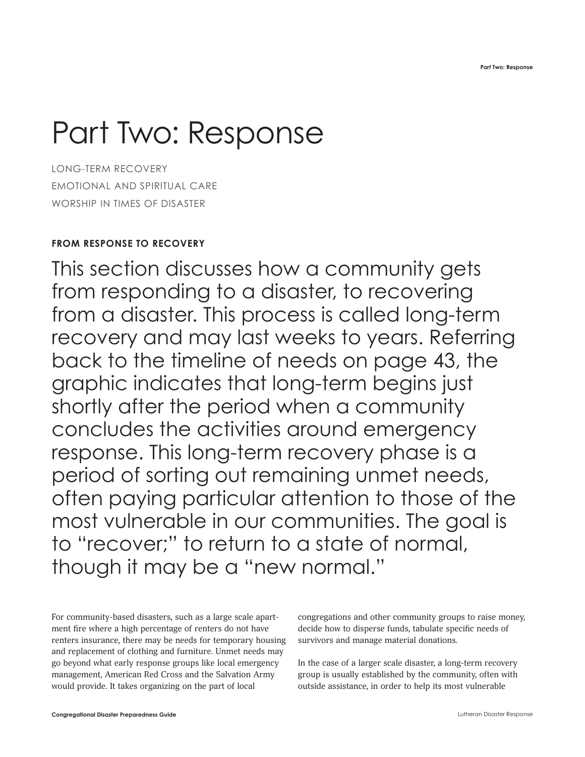# Part Two: Response

LONG-TERM RECOVERY
EMOTIONAL AND SPIRITUAL CARE
WORSHIP IN TIMES OF DISASTER

**FROM RESPONSE TO RECOVERY**

This section discusses how a community gets from responding to a disaster, to recovering from a disaster. This process is called long-term recovery and may last weeks to years. Referring back to the timeline of needs on page 43, the graphic indicates that long-term begins just shortly after the period when a community concludes the activities around emergency response. This long-term recovery phase is a period of sorting out remaining unmet needs, often paying particular attention to those of the most vulnerable in our communities. The goal is to "recover;" to return to a state of normal, though it may be a "new normal."

For community-based disasters, such as a large scale apartment fire where a high percentage of renters do not have renters insurance, there may be needs for temporary housing and replacement of clothing and furniture. Unmet needs may go beyond what early response groups like local emergency management, American Red Cross and the Salvation Army would provide. It takes organizing on the part of local congregations and other community groups to raise money, decide how to disperse funds, tabulate specific needs of survivors and manage material donations.

In the case of a larger scale disaster, a long-term recovery group is usually established by the community, often with outside assistance, in order to help its most vulnerable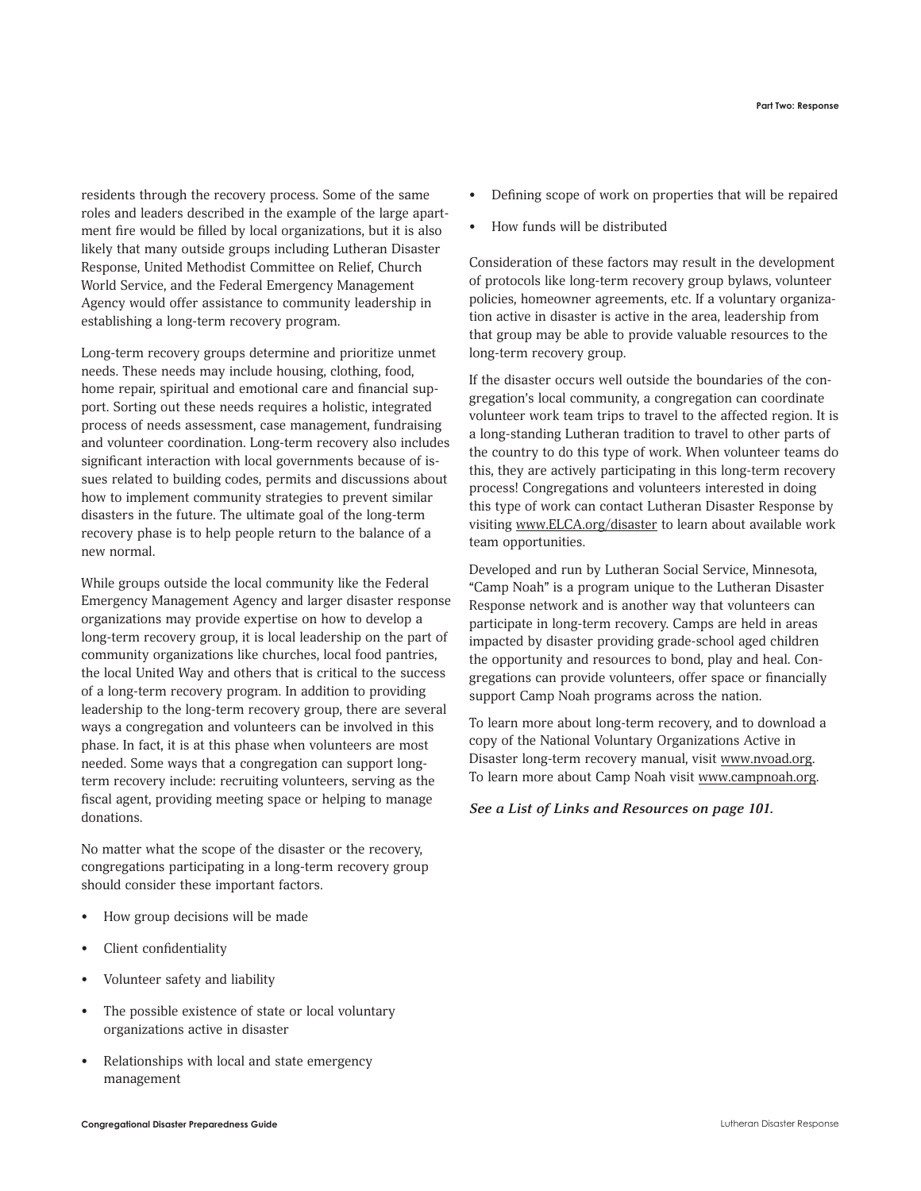residents through the recovery process. Some of the same roles and leaders described in the example of the large apartment fire would be filled by local organizations, but it is also likely that many outside groups including Lutheran Disaster Response, United Methodist Committee on Relief, Church World Service, and the Federal Emergency Management Agency would offer assistance to community leadership in establishing a long-term recovery program.

Long-term recovery groups determine and prioritize unmet needs. These needs may include housing, clothing, food, home repair, spiritual and emotional care and financial support. Sorting out these needs requires a holistic, integrated process of needs assessment, case management, fundraising and volunteer coordination. Long-term recovery also includes significant interaction with local governments because of issues related to building codes, permits and discussions about how to implement community strategies to prevent similar disasters in the future. The ultimate goal of the long-term recovery phase is to help people return to the balance of a new normal.

While groups outside the local community like the Federal Emergency Management Agency and larger disaster response organizations may provide expertise on how to develop a long-term recovery group, it is local leadership on the part of community organizations like churches, local food pantries, the local United Way and others that is critical to the success of a long-term recovery program. In addition to providing leadership to the long-term recovery group, there are several ways a congregation and volunteers can be involved in this phase. In fact, it is at this phase when volunteers are most needed. Some ways that a congregation can support long-term recovery include: recruiting volunteers, serving as the fiscal agent, providing meeting space or helping to manage donations.

No matter what the scope of the disaster or the recovery, congregations participating in a long-term recovery group should consider these important factors.

- How group decisions will be made
- Client confidentiality
- Volunteer safety and liability
- The possible existence of state or local voluntary organizations active in disaster
- Relationships with local and state emergency management
- Defining scope of work on properties that will be repaired
- How funds will be distributed

Consideration of these factors may result in the development of protocols like long-term recovery group bylaws, volunteer policies, homeowner agreements, etc. If a voluntary organization active in disaster is active in the area, leadership from that group may be able to provide valuable resources to the long-term recovery group.

If the disaster occurs well outside the boundaries of the congregation's local community, a congregation can coordinate volunteer work team trips to travel to the affected region. It is a long-standing Lutheran tradition to travel to other parts of the country to do this type of work. When volunteer teams do this, they are actively participating in this long-term recovery process! Congregations and volunteers interested in doing this type of work can contact Lutheran Disaster Response by visiting www.ELCA.org/disaster to learn about available work team opportunities.

Developed and run by Lutheran Social Service, Minnesota, "Camp Noah" is a program unique to the Lutheran Disaster Response network and is another way that volunteers can participate in long-term recovery. Camps are held in areas impacted by disaster providing grade-school aged children the opportunity and resources to bond, play and heal. Congregations can provide volunteers, offer space or financially support Camp Noah programs across the nation.

To learn more about long-term recovery, and to download a copy of the National Voluntary Organizations Active in Disaster long-term recovery manual, visit www.nvoad.org. To learn more about Camp Noah visit www.campnoah.org.

***See a List of Links and Resources on page 101.***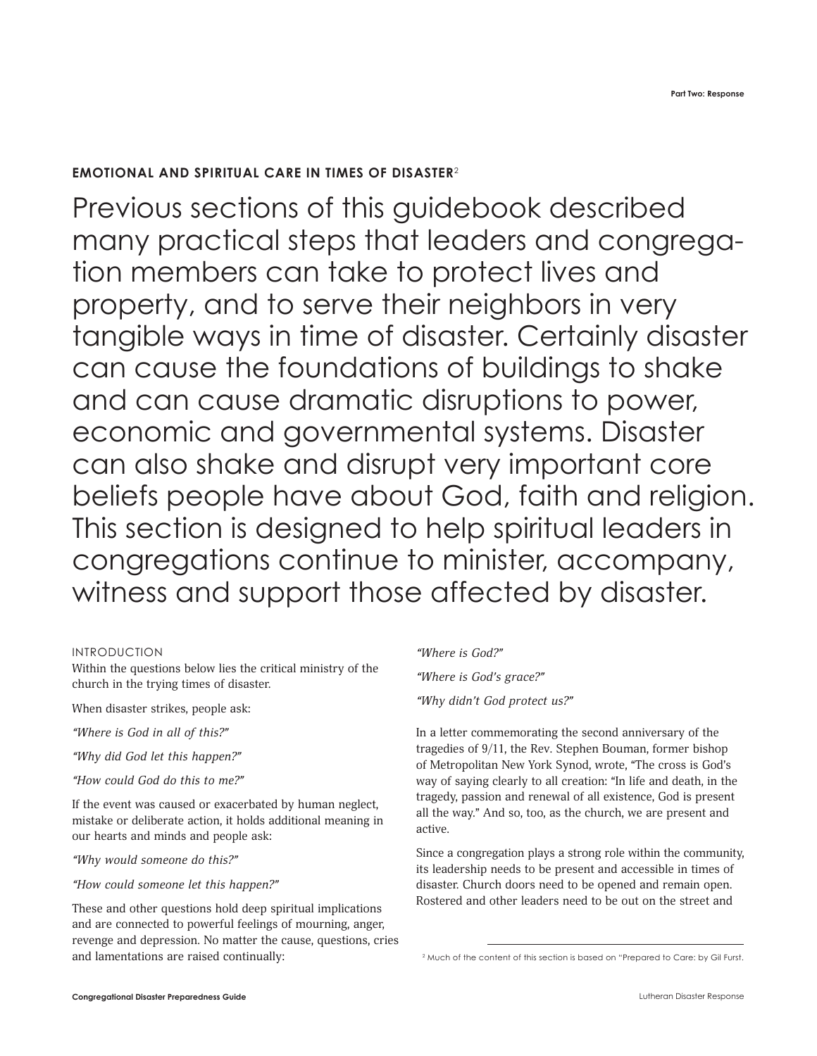## EMOTIONAL AND SPIRITUAL CARE IN TIMES OF DISASTER[2]

Previous sections of this guidebook described many practical steps that leaders and congregation members can take to protect lives and property, and to serve their neighbors in very tangible ways in time of disaster. Certainly disaster can cause the foundations of buildings to shake and can cause dramatic disruptions to power, economic and governmental systems. Disaster can also shake and disrupt very important core beliefs people have about God, faith and religion. This section is designed to help spiritual leaders in congregations continue to minister, accompany, witness and support those affected by disaster.

### INTRODUCTION

Within the questions below lies the critical ministry of the church in the trying times of disaster.

When disaster strikes, people ask:

*"Where is God in all of this?"*

*"Why did God let this happen?"*

*"How could God do this to me?"*

If the event was caused or exacerbated by human neglect, mistake or deliberate action, it holds additional meaning in our hearts and minds and people ask:

*"Why would someone do this?"*

*"How could someone let this happen?"*

These and other questions hold deep spiritual implications and are connected to powerful feelings of mourning, anger, revenge and depression. No matter the cause, questions, cries and lamentations are raised continually:

*"Where is God?"*

*"Where is God's grace?"*

*"Why didn't God protect us?"*

In a letter commemorating the second anniversary of the tragedies of 9/11, the Rev. Stephen Bouman, former bishop of Metropolitan New York Synod, wrote, "The cross is God's way of saying clearly to all creation: "In life and death, in the tragedy, passion and renewal of all existence, God is present all the way." And so, too, as the church, we are present and active.

Since a congregation plays a strong role within the community, its leadership needs to be present and accessible in times of disaster. Church doors need to be opened and remain open. Rostered and other leaders need to be out on the street and

[2] Much of the content of this section is based on "Prepared to Care: by Gil Furst.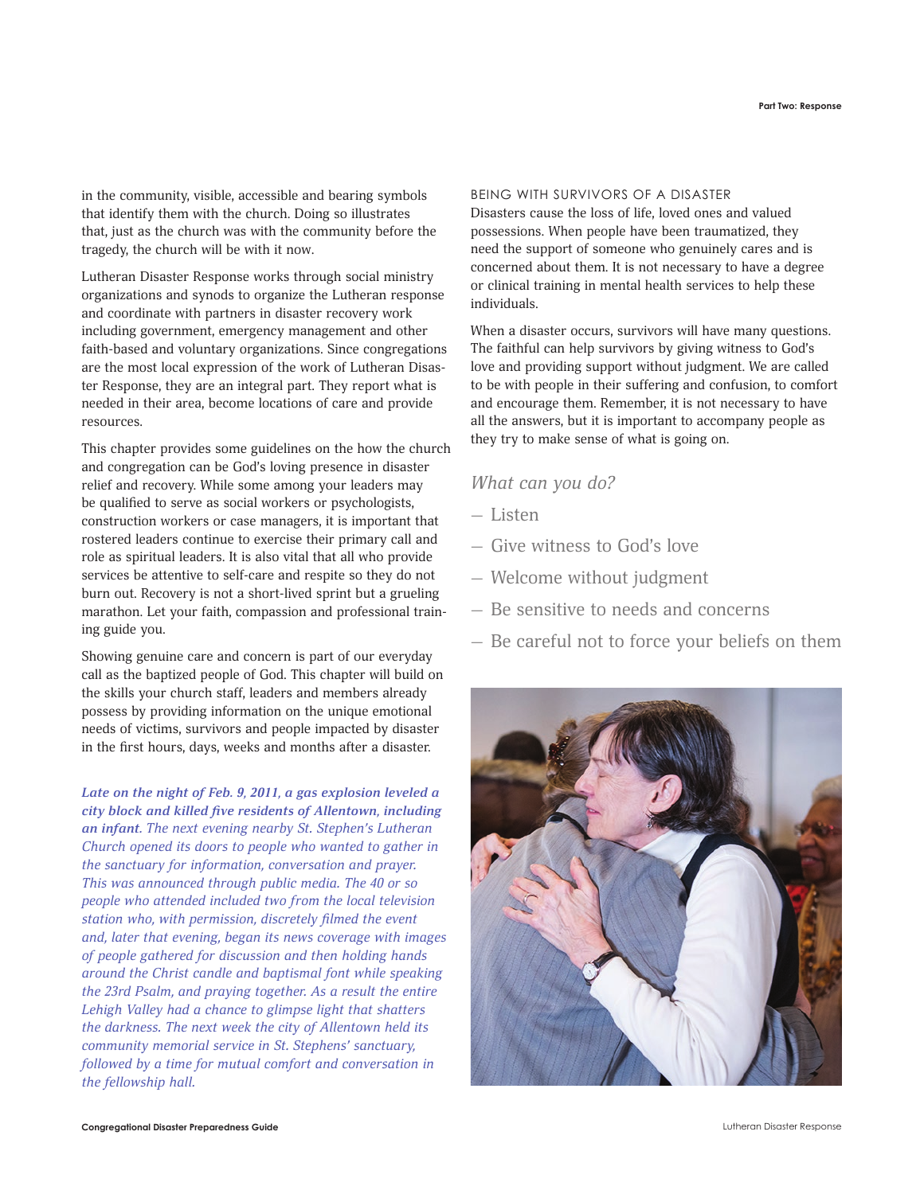in the community, visible, accessible and bearing symbols that identify them with the church. Doing so illustrates that, just as the church was with the community before the tragedy, the church will be with it now.

Lutheran Disaster Response works through social ministry organizations and synods to organize the Lutheran response and coordinate with partners in disaster recovery work including government, emergency management and other faith-based and voluntary organizations. Since congregations are the most local expression of the work of Lutheran Disaster Response, they are an integral part. They report what is needed in their area, become locations of care and provide resources.

This chapter provides some guidelines on the how the church and congregation can be God's loving presence in disaster relief and recovery. While some among your leaders may be qualified to serve as social workers or psychologists, construction workers or case managers, it is important that rostered leaders continue to exercise their primary call and role as spiritual leaders. It is also vital that all who provide services be attentive to self-care and respite so they do not burn out. Recovery is not a short-lived sprint but a grueling marathon. Let your faith, compassion and professional training guide you.

Showing genuine care and concern is part of our everyday call as the baptized people of God. This chapter will build on the skills your church staff, leaders and members already possess by providing information on the unique emotional needs of victims, survivors and people impacted by disaster in the first hours, days, weeks and months after a disaster.

***Late on the night of Feb. 9, 2011, a gas explosion leveled a city block and killed five residents of Allentown, including an infant.*** *The next evening nearby St. Stephen's Lutheran Church opened its doors to people who wanted to gather in the sanctuary for information, conversation and prayer. This was announced through public media. The 40 or so people who attended included two from the local television station who, with permission, discretely filmed the event and, later that evening, began its news coverage with images of people gathered for discussion and then holding hands around the Christ candle and baptismal font while speaking the 23rd Psalm, and praying together. As a result the entire Lehigh Valley had a chance to glimpse light that shatters the darkness. The next week the city of Allentown held its community memorial service in St. Stephens' sanctuary, followed by a time for mutual comfort and conversation in the fellowship hall.*

## BEING WITH SURVIVORS OF A DISASTER

Disasters cause the loss of life, loved ones and valued possessions. When people have been traumatized, they need the support of someone who genuinely cares and is concerned about them. It is not necessary to have a degree or clinical training in mental health services to help these individuals.

When a disaster occurs, survivors will have many questions. The faithful can help survivors by giving witness to God's love and providing support without judgment. We are called to be with people in their suffering and confusion, to comfort and encourage them. Remember, it is not necessary to have all the answers, but it is important to accompany people as they try to make sense of what is going on.

### *What can you do?*

- Listen
- Give witness to God's love
- Welcome without judgment
- Be sensitive to needs and concerns
- Be careful not to force your beliefs on them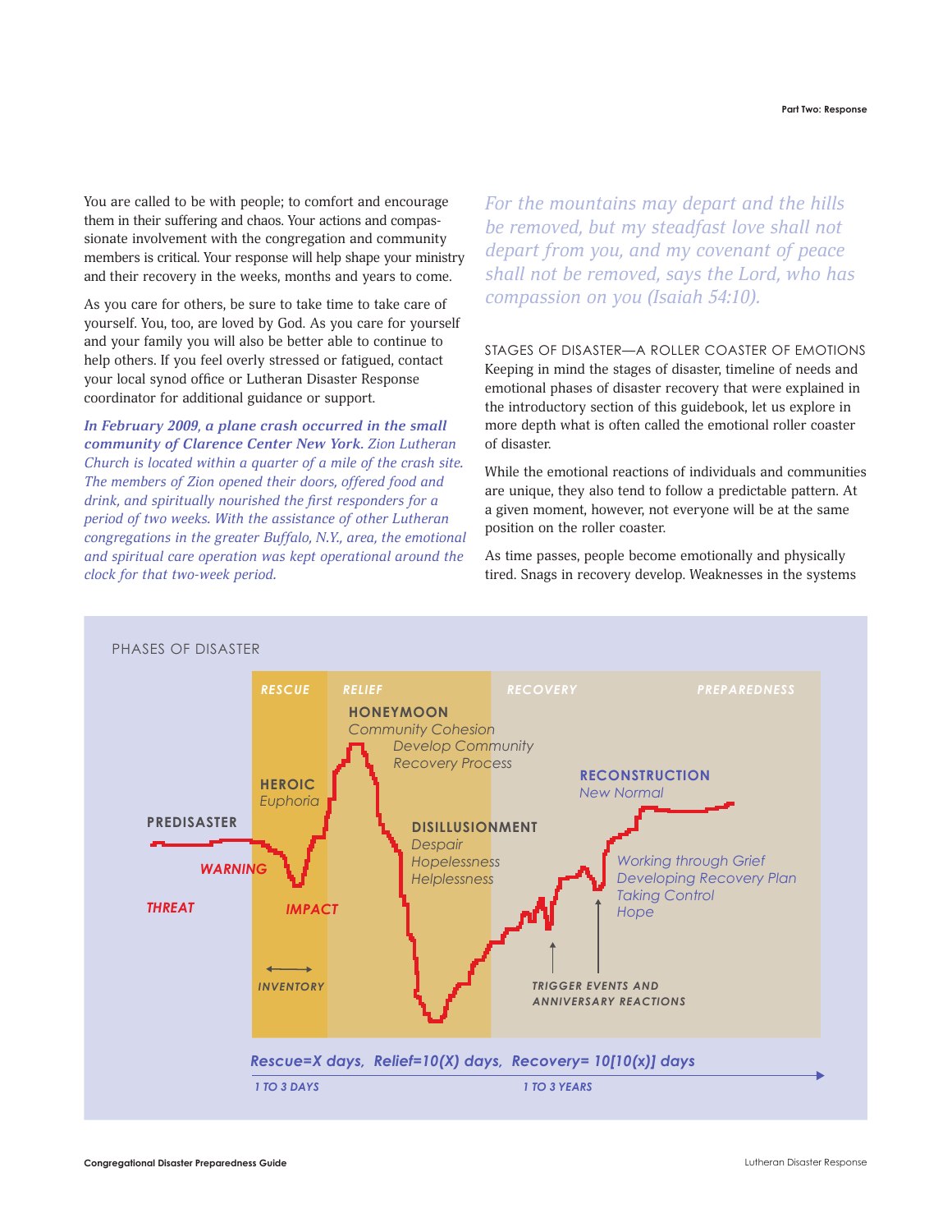You are called to be with people; to comfort and encourage them in their suffering and chaos. Your actions and compassionate involvement with the congregation and community members is critical. Your response will help shape your ministry and their recovery in the weeks, months and years to come.

As you care for others, be sure to take time to take care of yourself. You, too, are loved by God. As you care for yourself and your family you will also be better able to continue to help others. If you feel overly stressed or fatigued, contact your local synod office or Lutheran Disaster Response coordinator for additional guidance or support.

***In February 2009, a plane crash occurred in the small community of Clarence Center New York.*** *Zion Lutheran Church is located within a quarter of a mile of the crash site. The members of Zion opened their doors, offered food and drink, and spiritually nourished the first responders for a period of two weeks. With the assistance of other Lutheran congregations in the greater Buffalo, N.Y., area, the emotional and spiritual care operation was kept operational around the clock for that two-week period.*

*For the mountains may depart and the hills be removed, but my steadfast love shall not depart from you, and my covenant of peace shall not be removed, says the Lord, who has compassion on you (Isaiah 54:10).*

STAGES OF DISASTER—A ROLLER COASTER OF EMOTIONS

Keeping in mind the stages of disaster, timeline of needs and emotional phases of disaster recovery that were explained in the introductory section of this guidebook, let us explore in more depth what is often called the emotional roller coaster of disaster.

While the emotional reactions of individuals and communities are unique, they also tend to follow a predictable pattern. At a given moment, however, not everyone will be at the same position on the roller coaster.

As time passes, people become emotionally and physically tired. Snags in recovery develop. Weaknesses in the systems

PHASES OF DISASTER

RESCUE | RELIEF | RECOVERY | PREPAREDNESS

PREDISASTER — THREAT — WARNING — IMPACT — INVENTORY

HEROIC *Euphoria*

HONEYMOON *Community Cohesion* *Develop Community Recovery Process*

DISILLUSIONMENT *Despair* *Hopelessness* *Helplessness*

TRIGGER EVENTS AND ANNIVERSARY REACTIONS

*Working through Grief* *Developing Recovery Plan* *Taking Control* *Hope*

RECONSTRUCTION *New Normal*

*Rescue=X days, Relief=10(X) days, Recovery= 10[10(x)] days*

1 TO 3 DAYS — 1 TO 3 YEARS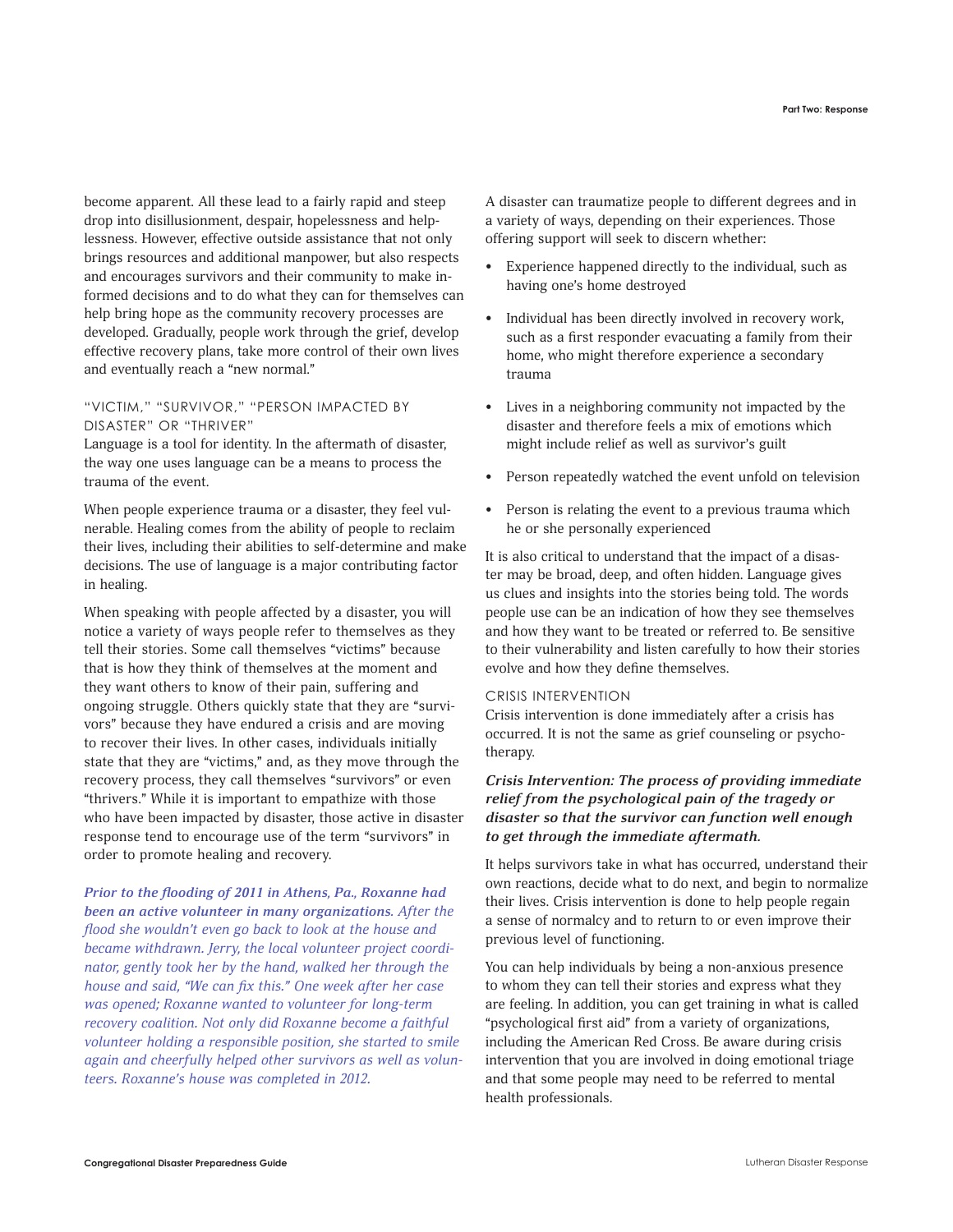become apparent. All these lead to a fairly rapid and steep drop into disillusionment, despair, hopelessness and helplessness. However, effective outside assistance that not only brings resources and additional manpower, but also respects and encourages survivors and their community to make informed decisions and to do what they can for themselves can help bring hope as the community recovery processes are developed. Gradually, people work through the grief, develop effective recovery plans, take more control of their own lives and eventually reach a "new normal."

### "VICTIM," "SURVIVOR," "PERSON IMPACTED BY DISASTER" OR "THRIVER"

Language is a tool for identity. In the aftermath of disaster, the way one uses language can be a means to process the trauma of the event.

When people experience trauma or a disaster, they feel vulnerable. Healing comes from the ability of people to reclaim their lives, including their abilities to self-determine and make decisions. The use of language is a major contributing factor in healing.

When speaking with people affected by a disaster, you will notice a variety of ways people refer to themselves as they tell their stories. Some call themselves "victims" because that is how they think of themselves at the moment and they want others to know of their pain, suffering and ongoing struggle. Others quickly state that they are "survivors" because they have endured a crisis and are moving to recover their lives. In other cases, individuals initially state that they are "victims," and, as they move through the recovery process, they call themselves "survivors" or even "thrivers." While it is important to empathize with those who have been impacted by disaster, those active in disaster response tend to encourage use of the term "survivors" in order to promote healing and recovery.

***Prior to the flooding of 2011 in Athens, Pa., Roxanne had been an active volunteer in many organizations.*** *After the flood she wouldn't even go back to look at the house and became withdrawn. Jerry, the local volunteer project coordinator, gently took her by the hand, walked her through the house and said, "We can fix this." One week after her case was opened; Roxanne wanted to volunteer for long-term recovery coalition. Not only did Roxanne become a faithful volunteer holding a responsible position, she started to smile again and cheerfully helped other survivors as well as volunteers. Roxanne's house was completed in 2012.*

A disaster can traumatize people to different degrees and in a variety of ways, depending on their experiences. Those offering support will seek to discern whether:

- Experience happened directly to the individual, such as having one's home destroyed
- Individual has been directly involved in recovery work, such as a first responder evacuating a family from their home, who might therefore experience a secondary trauma
- Lives in a neighboring community not impacted by the disaster and therefore feels a mix of emotions which might include relief as well as survivor's guilt
- Person repeatedly watched the event unfold on television
- Person is relating the event to a previous trauma which he or she personally experienced

It is also critical to understand that the impact of a disaster may be broad, deep, and often hidden. Language gives us clues and insights into the stories being told. The words people use can be an indication of how they see themselves and how they want to be treated or referred to. Be sensitive to their vulnerability and listen carefully to how their stories evolve and how they define themselves.

### CRISIS INTERVENTION

Crisis intervention is done immediately after a crisis has occurred. It is not the same as grief counseling or psychotherapy.

***Crisis Intervention: The process of providing immediate relief from the psychological pain of the tragedy or disaster so that the survivor can function well enough to get through the immediate aftermath.***

It helps survivors take in what has occurred, understand their own reactions, decide what to do next, and begin to normalize their lives. Crisis intervention is done to help people regain a sense of normalcy and to return to or even improve their previous level of functioning.

You can help individuals by being a non-anxious presence to whom they can tell their stories and express what they are feeling. In addition, you can get training in what is called "psychological first aid" from a variety of organizations, including the American Red Cross. Be aware during crisis intervention that you are involved in doing emotional triage and that some people may need to be referred to mental health professionals.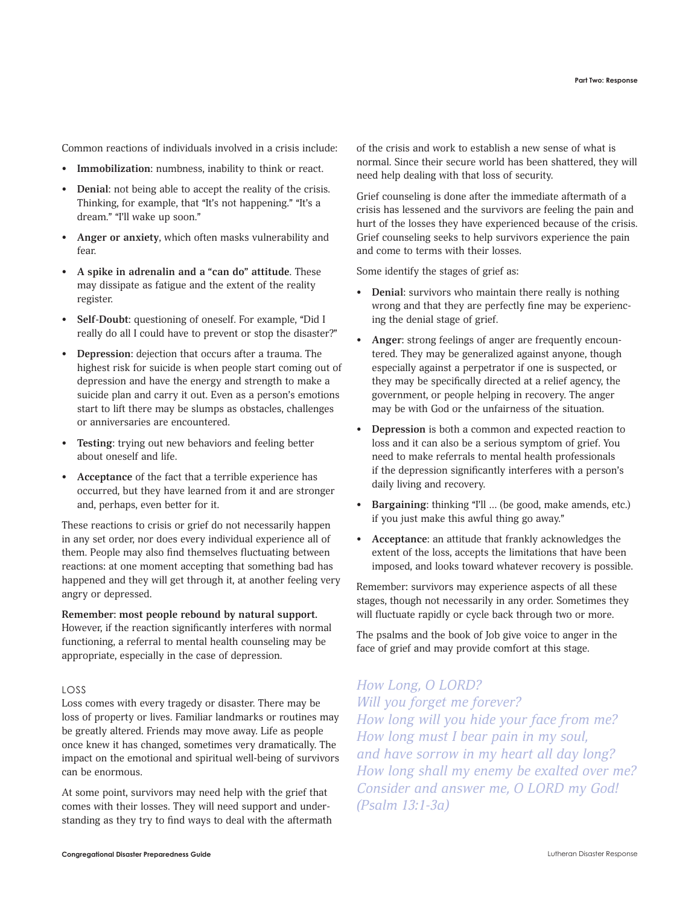Common reactions of individuals involved in a crisis include:

- **Immobilization**: numbness, inability to think or react.
- **Denial**: not being able to accept the reality of the crisis. Thinking, for example, that "It's not happening." "It's a dream." "I'll wake up soon."
- **Anger or anxiety**, which often masks vulnerability and fear.
- **A spike in adrenalin and a "can do" attitude**. These may dissipate as fatigue and the extent of the reality register.
- **Self-Doubt**: questioning of oneself. For example, "Did I really do all I could have to prevent or stop the disaster?"
- **Depression**: dejection that occurs after a trauma. The highest risk for suicide is when people start coming out of depression and have the energy and strength to make a suicide plan and carry it out. Even as a person's emotions start to lift there may be slumps as obstacles, challenges or anniversaries are encountered.
- **Testing**: trying out new behaviors and feeling better about oneself and life.
- **Acceptance** of the fact that a terrible experience has occurred, but they have learned from it and are stronger and, perhaps, even better for it.

These reactions to crisis or grief do not necessarily happen in any set order, nor does every individual experience all of them. People may also find themselves fluctuating between reactions: at one moment accepting that something bad has happened and they will get through it, at another feeling very angry or depressed.

**Remember: most people rebound by natural support.** However, if the reaction significantly interferes with normal functioning, a referral to mental health counseling may be appropriate, especially in the case of depression.

### LOSS

Loss comes with every tragedy or disaster. There may be loss of property or lives. Familiar landmarks or routines may be greatly altered. Friends may move away. Life as people once knew it has changed, sometimes very dramatically. The impact on the emotional and spiritual well-being of survivors can be enormous.

At some point, survivors may need help with the grief that comes with their losses. They will need support and understanding as they try to find ways to deal with the aftermath of the crisis and work to establish a new sense of what is normal. Since their secure world has been shattered, they will need help dealing with that loss of security.

Grief counseling is done after the immediate aftermath of a crisis has lessened and the survivors are feeling the pain and hurt of the losses they have experienced because of the crisis. Grief counseling seeks to help survivors experience the pain and come to terms with their losses.

Some identify the stages of grief as:

- **Denial**: survivors who maintain there really is nothing wrong and that they are perfectly fine may be experiencing the denial stage of grief.
- **Anger**: strong feelings of anger are frequently encountered. They may be generalized against anyone, though especially against a perpetrator if one is suspected, or they may be specifically directed at a relief agency, the government, or people helping in recovery. The anger may be with God or the unfairness of the situation.
- **Depression** is both a common and expected reaction to loss and it can also be a serious symptom of grief. You need to make referrals to mental health professionals if the depression significantly interferes with a person's daily living and recovery.
- **Bargaining**: thinking "I'll … (be good, make amends, etc.) if you just make this awful thing go away."
- **Acceptance**: an attitude that frankly acknowledges the extent of the loss, accepts the limitations that have been imposed, and looks toward whatever recovery is possible.

Remember: survivors may experience aspects of all these stages, though not necessarily in any order. Sometimes they will fluctuate rapidly or cycle back through two or more.

The psalms and the book of Job give voice to anger in the face of grief and may provide comfort at this stage.

*How Long, O LORD?*
*Will you forget me forever?*
*How long will you hide your face from me?*
*How long must I bear pain in my soul,*
*and have sorrow in my heart all day long?*
*How long shall my enemy be exalted over me?*
*Consider and answer me, O LORD my God!*
*(Psalm 13:1-3a)*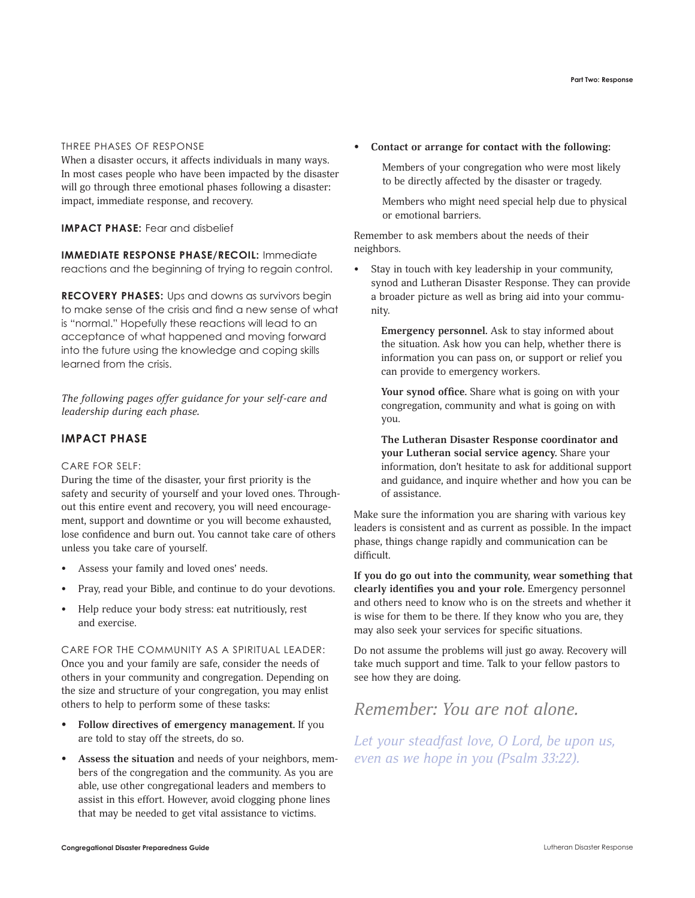THREE PHASES OF RESPONSE

When a disaster occurs, it affects individuals in many ways. In most cases people who have been impacted by the disaster will go through three emotional phases following a disaster: impact, immediate response, and recovery.

**IMPACT PHASE:** Fear and disbelief

**IMMEDIATE RESPONSE PHASE/RECOIL:** Immediate reactions and the beginning of trying to regain control.

**RECOVERY PHASES:** Ups and downs as survivors begin to make sense of the crisis and find a new sense of what is "normal." Hopefully these reactions will lead to an acceptance of what happened and moving forward into the future using the knowledge and coping skills learned from the crisis.

*The following pages offer guidance for your self-care and leadership during each phase.*

## IMPACT PHASE

CARE FOR SELF:

During the time of the disaster, your first priority is the safety and security of yourself and your loved ones. Throughout this entire event and recovery, you will need encouragement, support and downtime or you will become exhausted, lose confidence and burn out. You cannot take care of others unless you take care of yourself.

- Assess your family and loved ones' needs.
- Pray, read your Bible, and continue to do your devotions.
- Help reduce your body stress: eat nutritiously, rest and exercise.

CARE FOR THE COMMUNITY AS A SPIRITUAL LEADER:

Once you and your family are safe, consider the needs of others in your community and congregation. Depending on the size and structure of your congregation, you may enlist others to help to perform some of these tasks:

- **Follow directives of emergency management.** If you are told to stay off the streets, do so.
- **Assess the situation** and needs of your neighbors, members of the congregation and the community. As you are able, use other congregational leaders and members to assist in this effort. However, avoid clogging phone lines that may be needed to get vital assistance to victims.
- **Contact or arrange for contact with the following**:

  Members of your congregation who were most likely to be directly affected by the disaster or tragedy.

  Members who might need special help due to physical or emotional barriers.

Remember to ask members about the needs of their neighbors.

- Stay in touch with key leadership in your community, synod and Lutheran Disaster Response. They can provide a broader picture as well as bring aid into your community.

  **Emergency personnel.** Ask to stay informed about the situation. Ask how you can help, whether there is information you can pass on, or support or relief you can provide to emergency workers.

  **Your synod office.** Share what is going on with your congregation, community and what is going on with you.

  **The Lutheran Disaster Response coordinator and your Lutheran social service agency.** Share your information, don't hesitate to ask for additional support and guidance, and inquire whether and how you can be of assistance.

Make sure the information you are sharing with various key leaders is consistent and as current as possible. In the impact phase, things change rapidly and communication can be difficult.

**If you do go out into the community, wear something that clearly identifies you and your role.** Emergency personnel and others need to know who is on the streets and whether it is wise for them to be there. If they know who you are, they may also seek your services for specific situations.

Do not assume the problems will just go away. Recovery will take much support and time. Talk to your fellow pastors to see how they are doing.

*Remember: You are not alone.*

*Let your steadfast love, O Lord, be upon us, even as we hope in you (Psalm 33:22).*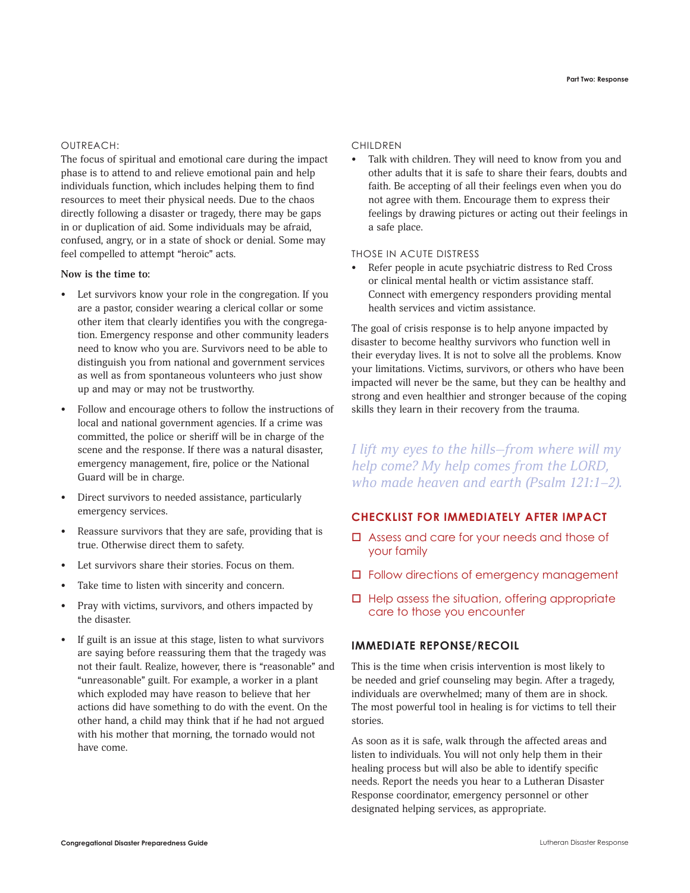OUTREACH:

The focus of spiritual and emotional care during the impact phase is to attend to and relieve emotional pain and help individuals function, which includes helping them to find resources to meet their physical needs. Due to the chaos directly following a disaster or tragedy, there may be gaps in or duplication of aid. Some individuals may be afraid, confused, angry, or in a state of shock or denial. Some may feel compelled to attempt "heroic" acts.

**Now is the time to:**

- Let survivors know your role in the congregation. If you are a pastor, consider wearing a clerical collar or some other item that clearly identifies you with the congregation. Emergency response and other community leaders need to know who you are. Survivors need to be able to distinguish you from national and government services as well as from spontaneous volunteers who just show up and may or may not be trustworthy.
- Follow and encourage others to follow the instructions of local and national government agencies. If a crime was committed, the police or sheriff will be in charge of the scene and the response. If there was a natural disaster, emergency management, fire, police or the National Guard will be in charge.
- Direct survivors to needed assistance, particularly emergency services.
- Reassure survivors that they are safe, providing that is true. Otherwise direct them to safety.
- Let survivors share their stories. Focus on them.
- Take time to listen with sincerity and concern.
- Pray with victims, survivors, and others impacted by the disaster.
- If guilt is an issue at this stage, listen to what survivors are saying before reassuring them that the tragedy was not their fault. Realize, however, there is "reasonable" and "unreasonable" guilt. For example, a worker in a plant which exploded may have reason to believe that her actions did have something to do with the event. On the other hand, a child may think that if he had not argued with his mother that morning, the tornado would not have come.

CHILDREN

- Talk with children. They will need to know from you and other adults that it is safe to share their fears, doubts and faith. Be accepting of all their feelings even when you do not agree with them. Encourage them to express their feelings by drawing pictures or acting out their feelings in a safe place.

THOSE IN ACUTE DISTRESS

- Refer people in acute psychiatric distress to Red Cross or clinical mental health or victim assistance staff. Connect with emergency responders providing mental health services and victim assistance.

The goal of crisis response is to help anyone impacted by disaster to become healthy survivors who function well in their everyday lives. It is not to solve all the problems. Know your limitations. Victims, survivors, or others who have been impacted will never be the same, but they can be healthy and strong and even healthier and stronger because of the coping skills they learn in their recovery from the trauma.

*I lift my eyes to the hills–from where will my help come? My help comes from the LORD, who made heaven and earth (Psalm 121:1–2).*

## CHECKLIST FOR IMMEDIATELY AFTER IMPACT

- ☐ Assess and care for your needs and those of your family
- ☐ Follow directions of emergency management
- ☐ Help assess the situation, offering appropriate care to those you encounter

## IMMEDIATE REPONSE/RECOIL

This is the time when crisis intervention is most likely to be needed and grief counseling may begin. After a tragedy, individuals are overwhelmed; many of them are in shock. The most powerful tool in healing is for victims to tell their stories.

As soon as it is safe, walk through the affected areas and listen to individuals. You will not only help them in their healing process but will also be able to identify specific needs. Report the needs you hear to a Lutheran Disaster Response coordinator, emergency personnel or other designated helping services, as appropriate.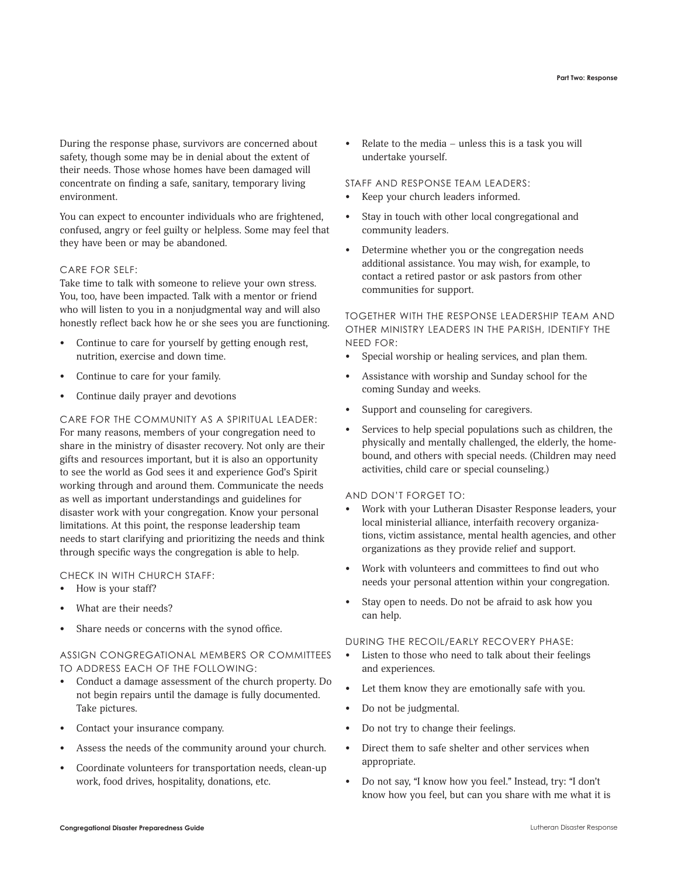During the response phase, survivors are concerned about safety, though some may be in denial about the extent of their needs. Those whose homes have been damaged will concentrate on finding a safe, sanitary, temporary living environment.

You can expect to encounter individuals who are frightened, confused, angry or feel guilty or helpless. Some may feel that they have been or may be abandoned.

### CARE FOR SELF:

Take time to talk with someone to relieve your own stress. You, too, have been impacted. Talk with a mentor or friend who will listen to you in a nonjudgmental way and will also honestly reflect back how he or she sees you are functioning.

- Continue to care for yourself by getting enough rest, nutrition, exercise and down time.
- Continue to care for your family.
- Continue daily prayer and devotions

### CARE FOR THE COMMUNITY AS A SPIRITUAL LEADER:

For many reasons, members of your congregation need to share in the ministry of disaster recovery. Not only are their gifts and resources important, but it is also an opportunity to see the world as God sees it and experience God's Spirit working through and around them. Communicate the needs as well as important understandings and guidelines for disaster work with your congregation. Know your personal limitations. At this point, the response leadership team needs to start clarifying and prioritizing the needs and think through specific ways the congregation is able to help.

### CHECK IN WITH CHURCH STAFF:

- How is your staff?
- What are their needs?
- Share needs or concerns with the synod office.

### ASSIGN CONGREGATIONAL MEMBERS OR COMMITTEES TO ADDRESS EACH OF THE FOLLOWING:

- Conduct a damage assessment of the church property. Do not begin repairs until the damage is fully documented. Take pictures.
- Contact your insurance company.
- Assess the needs of the community around your church.
- Coordinate volunteers for transportation needs, clean-up work, food drives, hospitality, donations, etc.
- Relate to the media – unless this is a task you will undertake yourself.

### STAFF AND RESPONSE TEAM LEADERS:

- Keep your church leaders informed.
- Stay in touch with other local congregational and community leaders.
- Determine whether you or the congregation needs additional assistance. You may wish, for example, to contact a retired pastor or ask pastors from other communities for support.

### TOGETHER WITH THE RESPONSE LEADERSHIP TEAM AND OTHER MINISTRY LEADERS IN THE PARISH, IDENTIFY THE NEED FOR:

- Special worship or healing services, and plan them.
- Assistance with worship and Sunday school for the coming Sunday and weeks.
- Support and counseling for caregivers.
- Services to help special populations such as children, the physically and mentally challenged, the elderly, the home-bound, and others with special needs. (Children may need activities, child care or special counseling.)

### AND DON'T FORGET TO:

- Work with your Lutheran Disaster Response leaders, your local ministerial alliance, interfaith recovery organizations, victim assistance, mental health agencies, and other organizations as they provide relief and support.
- Work with volunteers and committees to find out who needs your personal attention within your congregation.
- Stay open to needs. Do not be afraid to ask how you can help.

### DURING THE RECOIL/EARLY RECOVERY PHASE:

- Listen to those who need to talk about their feelings and experiences.
- Let them know they are emotionally safe with you.
- Do not be judgmental.
- Do not try to change their feelings.
- Direct them to safe shelter and other services when appropriate.
- Do not say, "I know how you feel." Instead, try: "I don't know how you feel, but can you share with me what it is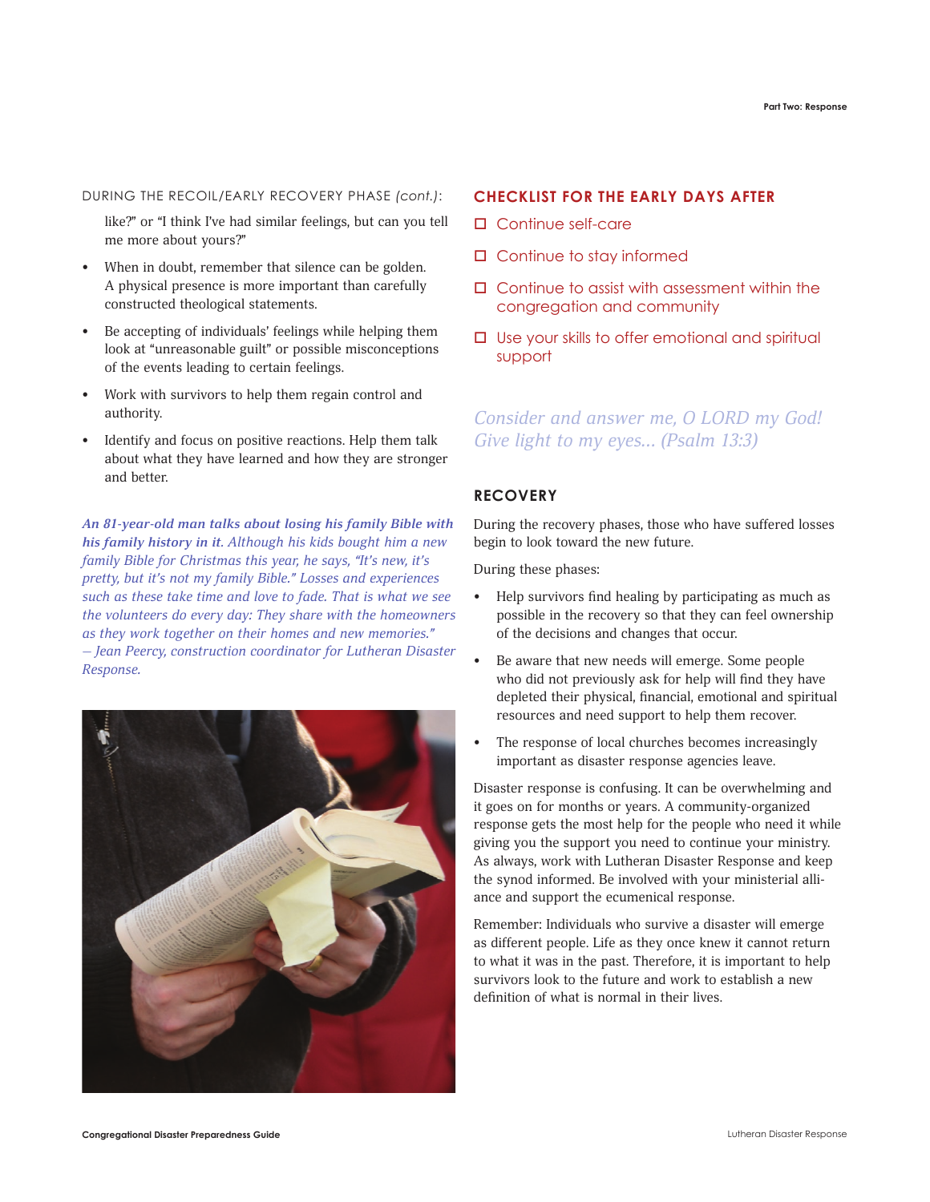DURING THE RECOIL/EARLY RECOVERY PHASE *(cont.)*:

like?" or "I think I've had similar feelings, but can you tell me more about yours?"

- When in doubt, remember that silence can be golden. A physical presence is more important than carefully constructed theological statements.
- Be accepting of individuals' feelings while helping them look at "unreasonable guilt" or possible misconceptions of the events leading to certain feelings.
- Work with survivors to help them regain control and authority.
- Identify and focus on positive reactions. Help them talk about what they have learned and how they are stronger and better.

***An 81-year-old man talks about losing his family Bible with his family history in it.*** *Although his kids bought him a new family Bible for Christmas this year, he says, "It's new, it's pretty, but it's not my family Bible." Losses and experiences such as these take time and love to fade. That is what we see the volunteers do every day: They share with the homeowners as they work together on their homes and new memories." – Jean Peercy, construction coordinator for Lutheran Disaster Response.*

## CHECKLIST FOR THE EARLY DAYS AFTER

- ☐ Continue self-care
- ☐ Continue to stay informed
- ☐ Continue to assist with assessment within the congregation and community
- ☐ Use your skills to offer emotional and spiritual support

*Consider and answer me, O LORD my God! Give light to my eyes... (Psalm 13:3)*

## RECOVERY

During the recovery phases, those who have suffered losses begin to look toward the new future.

During these phases:

- Help survivors find healing by participating as much as possible in the recovery so that they can feel ownership of the decisions and changes that occur.
- Be aware that new needs will emerge. Some people who did not previously ask for help will find they have depleted their physical, financial, emotional and spiritual resources and need support to help them recover.
- The response of local churches becomes increasingly important as disaster response agencies leave.

Disaster response is confusing. It can be overwhelming and it goes on for months or years. A community-organized response gets the most help for the people who need it while giving you the support you need to continue your ministry. As always, work with Lutheran Disaster Response and keep the synod informed. Be involved with your ministerial alliance and support the ecumenical response.

Remember: Individuals who survive a disaster will emerge as different people. Life as they once knew it cannot return to what it was in the past. Therefore, it is important to help survivors look to the future and work to establish a new definition of what is normal in their lives.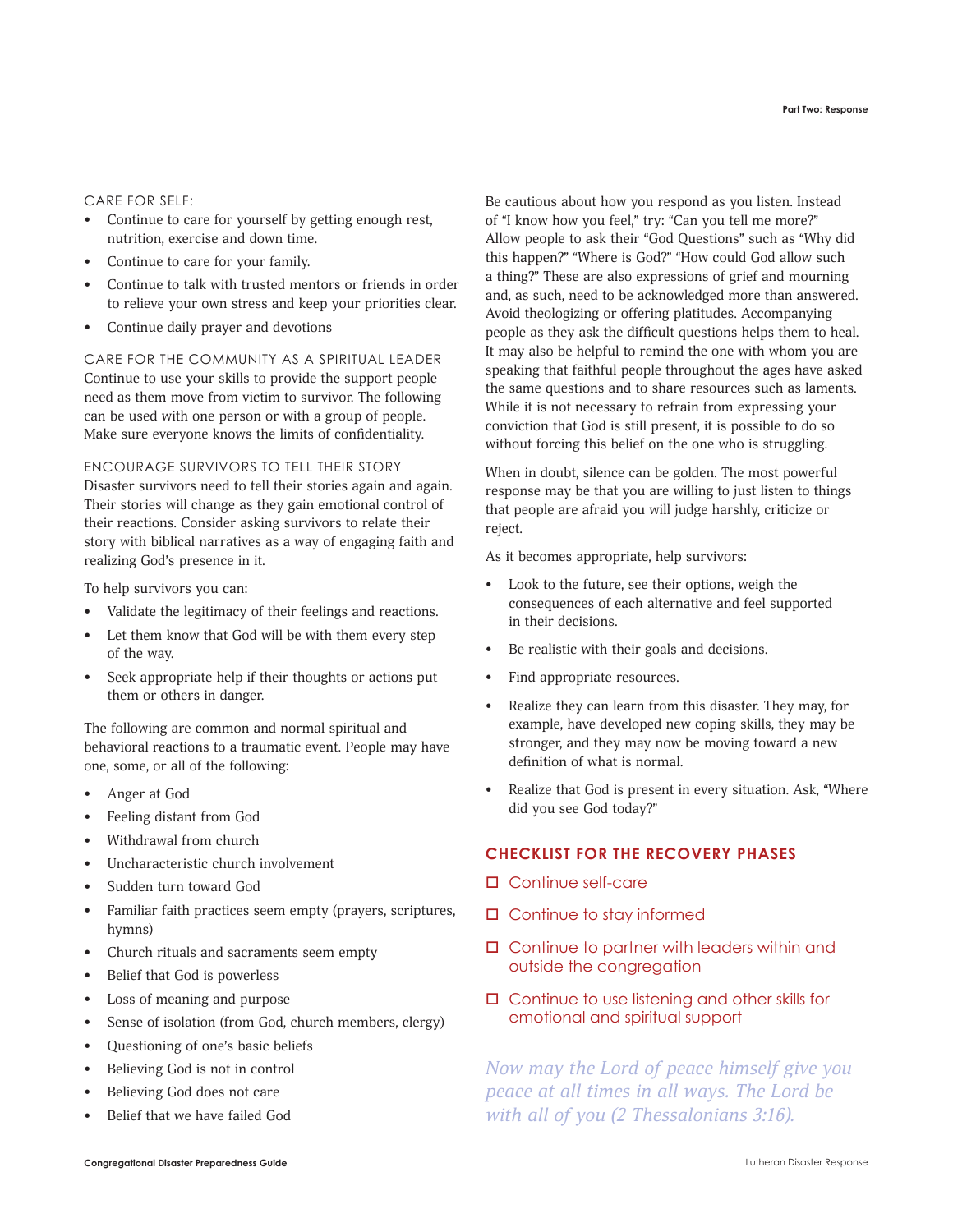### CARE FOR SELF:

- Continue to care for yourself by getting enough rest, nutrition, exercise and down time.
- Continue to care for your family.
- Continue to talk with trusted mentors or friends in order to relieve your own stress and keep your priorities clear.
- Continue daily prayer and devotions

### CARE FOR THE COMMUNITY AS A SPIRITUAL LEADER

Continue to use your skills to provide the support people need as them move from victim to survivor. The following can be used with one person or with a group of people. Make sure everyone knows the limits of confidentiality.

### ENCOURAGE SURVIVORS TO TELL THEIR STORY

Disaster survivors need to tell their stories again and again. Their stories will change as they gain emotional control of their reactions. Consider asking survivors to relate their story with biblical narratives as a way of engaging faith and realizing God's presence in it.

To help survivors you can:

- Validate the legitimacy of their feelings and reactions.
- Let them know that God will be with them every step of the way.
- Seek appropriate help if their thoughts or actions put them or others in danger.

The following are common and normal spiritual and behavioral reactions to a traumatic event. People may have one, some, or all of the following:

- Anger at God
- Feeling distant from God
- Withdrawal from church
- Uncharacteristic church involvement
- Sudden turn toward God
- Familiar faith practices seem empty (prayers, scriptures, hymns)
- Church rituals and sacraments seem empty
- Belief that God is powerless
- Loss of meaning and purpose
- Sense of isolation (from God, church members, clergy)
- Questioning of one's basic beliefs
- Believing God is not in control
- Believing God does not care
- Belief that we have failed God

Be cautious about how you respond as you listen. Instead of "I know how you feel," try: "Can you tell me more?" Allow people to ask their "God Questions" such as "Why did this happen?" "Where is God?" "How could God allow such a thing?" These are also expressions of grief and mourning and, as such, need to be acknowledged more than answered. Avoid theologizing or offering platitudes. Accompanying people as they ask the difficult questions helps them to heal. It may also be helpful to remind the one with whom you are speaking that faithful people throughout the ages have asked the same questions and to share resources such as laments. While it is not necessary to refrain from expressing your conviction that God is still present, it is possible to do so without forcing this belief on the one who is struggling.

When in doubt, silence can be golden. The most powerful response may be that you are willing to just listen to things that people are afraid you will judge harshly, criticize or reject.

As it becomes appropriate, help survivors:

- Look to the future, see their options, weigh the consequences of each alternative and feel supported in their decisions.
- Be realistic with their goals and decisions.
- Find appropriate resources.
- Realize they can learn from this disaster. They may, for example, have developed new coping skills, they may be stronger, and they may now be moving toward a new definition of what is normal.
- Realize that God is present in every situation. Ask, "Where did you see God today?"

## CHECKLIST FOR THE RECOVERY PHASES

- ☐ Continue self-care
- ☐ Continue to stay informed
- ☐ Continue to partner with leaders within and outside the congregation
- ☐ Continue to use listening and other skills for emotional and spiritual support

*Now may the Lord of peace himself give you peace at all times in all ways. The Lord be with all of you (2 Thessalonians 3:16).*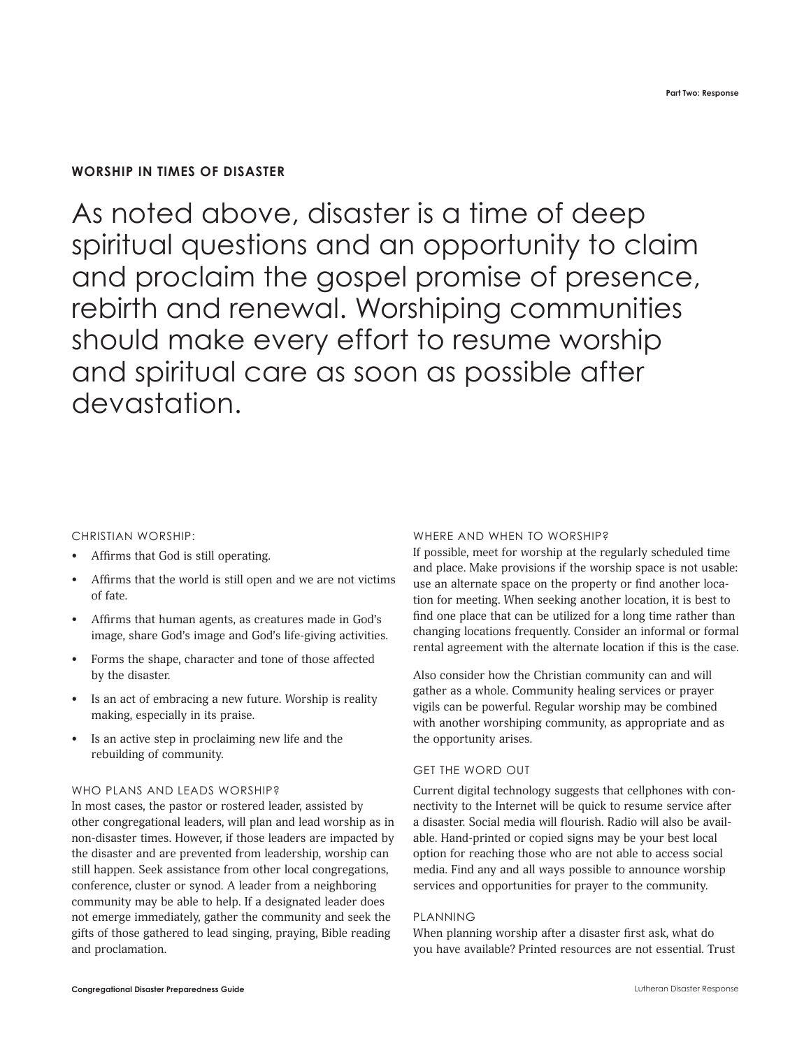## WORSHIP IN TIMES OF DISASTER

As noted above, disaster is a time of deep spiritual questions and an opportunity to claim and proclaim the gospel promise of presence, rebirth and renewal. Worshiping communities should make every effort to resume worship and spiritual care as soon as possible after devastation.

### CHRISTIAN WORSHIP:

- Affirms that God is still operating.
- Affirms that the world is still open and we are not victims of fate.
- Affirms that human agents, as creatures made in God's image, share God's image and God's life-giving activities.
- Forms the shape, character and tone of those affected by the disaster.
- Is an act of embracing a new future. Worship is reality making, especially in its praise.
- Is an active step in proclaiming new life and the rebuilding of community.

### WHO PLANS AND LEADS WORSHIP?

In most cases, the pastor or rostered leader, assisted by other congregational leaders, will plan and lead worship as in non-disaster times. However, if those leaders are impacted by the disaster and are prevented from leadership, worship can still happen. Seek assistance from other local congregations, conference, cluster or synod. A leader from a neighboring community may be able to help. If a designated leader does not emerge immediately, gather the community and seek the gifts of those gathered to lead singing, praying, Bible reading and proclamation.

### WHERE AND WHEN TO WORSHIP?

If possible, meet for worship at the regularly scheduled time and place. Make provisions if the worship space is not usable: use an alternate space on the property or find another location for meeting. When seeking another location, it is best to find one place that can be utilized for a long time rather than changing locations frequently. Consider an informal or formal rental agreement with the alternate location if this is the case.

Also consider how the Christian community can and will gather as a whole. Community healing services or prayer vigils can be powerful. Regular worship may be combined with another worshiping community, as appropriate and as the opportunity arises.

### GET THE WORD OUT

Current digital technology suggests that cellphones with connectivity to the Internet will be quick to resume service after a disaster. Social media will flourish. Radio will also be available. Hand-printed or copied signs may be your best local option for reaching those who are not able to access social media. Find any and all ways possible to announce worship services and opportunities for prayer to the community.

### PLANNING

When planning worship after a disaster first ask, what do you have available? Printed resources are not essential. Trust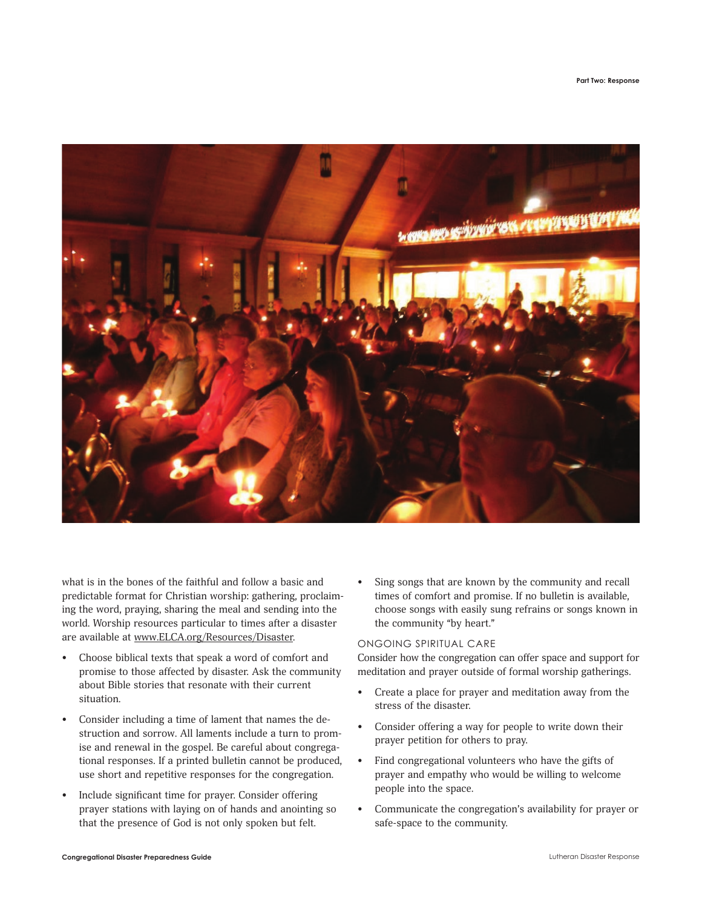what is in the bones of the faithful and follow a basic and predictable format for Christian worship: gathering, proclaiming the word, praying, sharing the meal and sending into the world. Worship resources particular to times after a disaster are available at www.ELCA.org/Resources/Disaster.

- Choose biblical texts that speak a word of comfort and promise to those affected by disaster. Ask the community about Bible stories that resonate with their current situation.
- Consider including a time of lament that names the destruction and sorrow. All laments include a turn to promise and renewal in the gospel. Be careful about congregational responses. If a printed bulletin cannot be produced, use short and repetitive responses for the congregation.
- Include significant time for prayer. Consider offering prayer stations with laying on of hands and anointing so that the presence of God is not only spoken but felt.
- Sing songs that are known by the community and recall times of comfort and promise. If no bulletin is available, choose songs with easily sung refrains or songs known in the community "by heart."

### ONGOING SPIRITUAL CARE

Consider how the congregation can offer space and support for meditation and prayer outside of formal worship gatherings.

- Create a place for prayer and meditation away from the stress of the disaster.
- Consider offering a way for people to write down their prayer petition for others to pray.
- Find congregational volunteers who have the gifts of prayer and empathy who would be willing to welcome people into the space.
- Communicate the congregation's availability for prayer or safe-space to the community.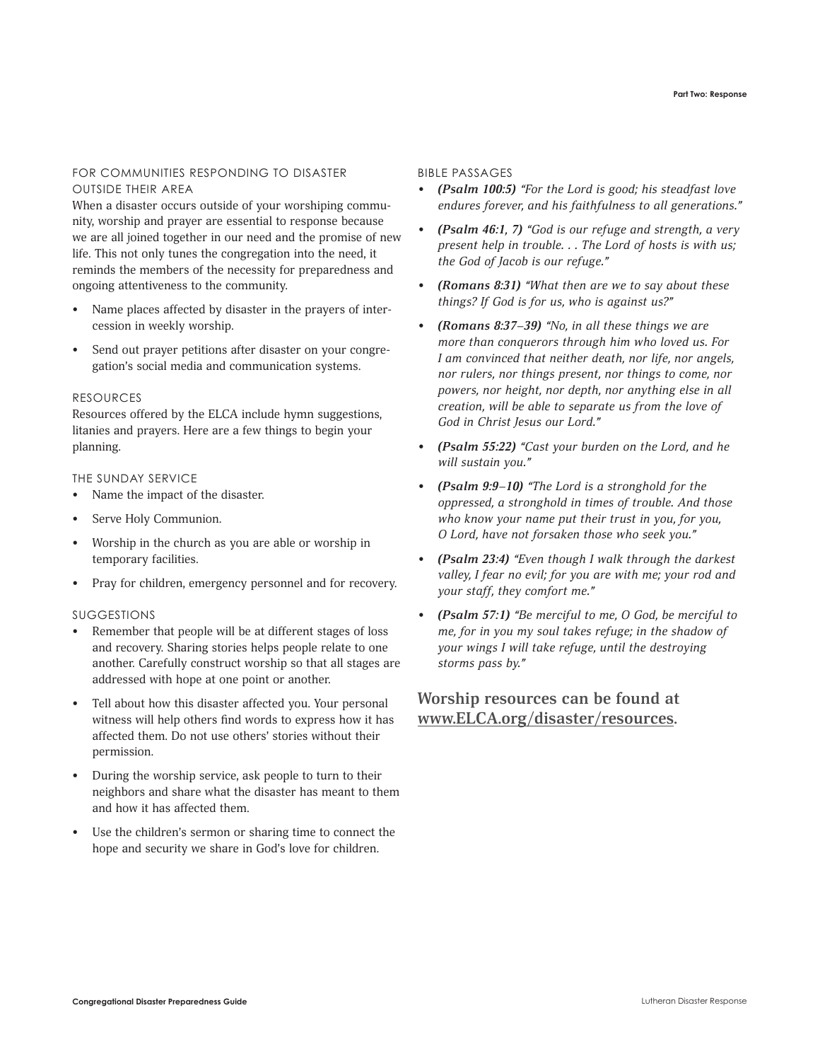## FOR COMMUNITIES RESPONDING TO DISASTER OUTSIDE THEIR AREA

When a disaster occurs outside of your worshiping community, worship and prayer are essential to response because we are all joined together in our need and the promise of new life. This not only tunes the congregation into the need, it reminds the members of the necessity for preparedness and ongoing attentiveness to the community.

- Name places affected by disaster in the prayers of intercession in weekly worship.
- Send out prayer petitions after disaster on your congregation's social media and communication systems.

## RESOURCES

Resources offered by the ELCA include hymn suggestions, litanies and prayers. Here are a few things to begin your planning.

## THE SUNDAY SERVICE

- Name the impact of the disaster.
- Serve Holy Communion.
- Worship in the church as you are able or worship in temporary facilities.
- Pray for children, emergency personnel and for recovery.

## SUGGESTIONS

- Remember that people will be at different stages of loss and recovery. Sharing stories helps people relate to one another. Carefully construct worship so that all stages are addressed with hope at one point or another.
- Tell about how this disaster affected you. Your personal witness will help others find words to express how it has affected them. Do not use others' stories without their permission.
- During the worship service, ask people to turn to their neighbors and share what the disaster has meant to them and how it has affected them.
- Use the children's sermon or sharing time to connect the hope and security we share in God's love for children.

## BIBLE PASSAGES

- ***(Psalm 100:5)*** *"For the Lord is good; his steadfast love endures forever, and his faithfulness to all generations."*
- ***(Psalm 46:1, 7)*** *"God is our refuge and strength, a very present help in trouble. . . The Lord of hosts is with us; the God of Jacob is our refuge."*
- ***(Romans 8:31)*** *"What then are we to say about these things? If God is for us, who is against us?"*
- ***(Romans 8:37–39)*** *"No, in all these things we are more than conquerors through him who loved us. For I am convinced that neither death, nor life, nor angels, nor rulers, nor things present, nor things to come, nor powers, nor height, nor depth, nor anything else in all creation, will be able to separate us from the love of God in Christ Jesus our Lord."*
- ***(Psalm 55:22)*** *"Cast your burden on the Lord, and he will sustain you."*
- ***(Psalm 9:9–10)*** *"The Lord is a stronghold for the oppressed, a stronghold in times of trouble. And those who know your name put their trust in you, for you, O Lord, have not forsaken those who seek you."*
- ***(Psalm 23:4)*** *"Even though I walk through the darkest valley, I fear no evil; for you are with me; your rod and your staff, they comfort me."*
- ***(Psalm 57:1)*** *"Be merciful to me, O God, be merciful to me, for in you my soul takes refuge; in the shadow of your wings I will take refuge, until the destroying storms pass by."*

**Worship resources can be found at www.ELCA.org/disaster/resources.**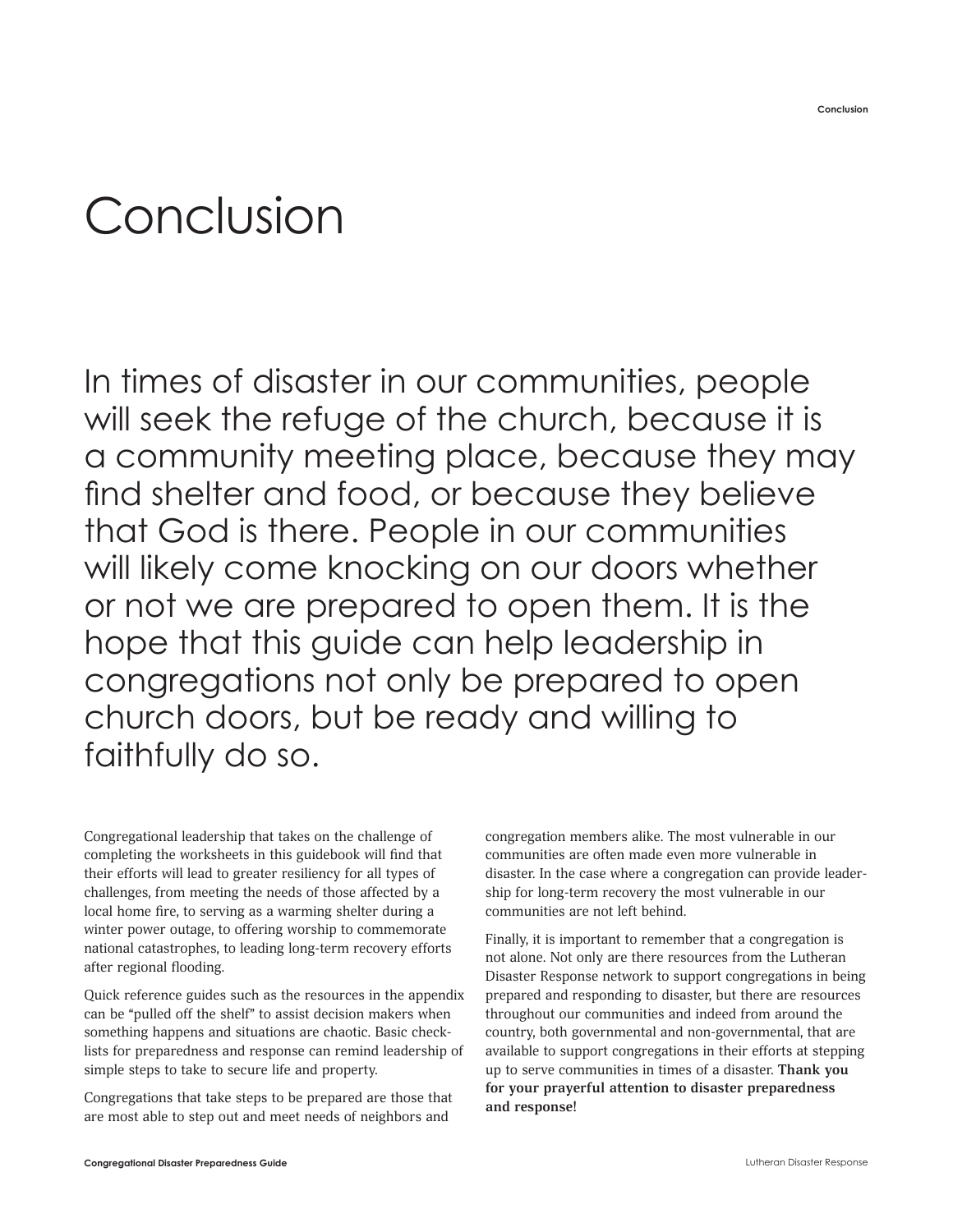# Conclusion

In times of disaster in our communities, people will seek the refuge of the church, because it is a community meeting place, because they may find shelter and food, or because they believe that God is there. People in our communities will likely come knocking on our doors whether or not we are prepared to open them. It is the hope that this guide can help leadership in congregations not only be prepared to open church doors, but be ready and willing to faithfully do so.

Congregational leadership that takes on the challenge of completing the worksheets in this guidebook will find that their efforts will lead to greater resiliency for all types of challenges, from meeting the needs of those affected by a local home fire, to serving as a warming shelter during a winter power outage, to offering worship to commemorate national catastrophes, to leading long-term recovery efforts after regional flooding.

Quick reference guides such as the resources in the appendix can be "pulled off the shelf" to assist decision makers when something happens and situations are chaotic. Basic checklists for preparedness and response can remind leadership of simple steps to take to secure life and property.

Congregations that take steps to be prepared are those that are most able to step out and meet needs of neighbors and congregation members alike. The most vulnerable in our communities are often made even more vulnerable in disaster. In the case where a congregation can provide leadership for long-term recovery the most vulnerable in our communities are not left behind.

Finally, it is important to remember that a congregation is not alone. Not only are there resources from the Lutheran Disaster Response network to support congregations in being prepared and responding to disaster, but there are resources throughout our communities and indeed from around the country, both governmental and non-governmental, that are available to support congregations in their efforts at stepping up to serve communities in times of a disaster. **Thank you for your prayerful attention to disaster preparedness and response!**